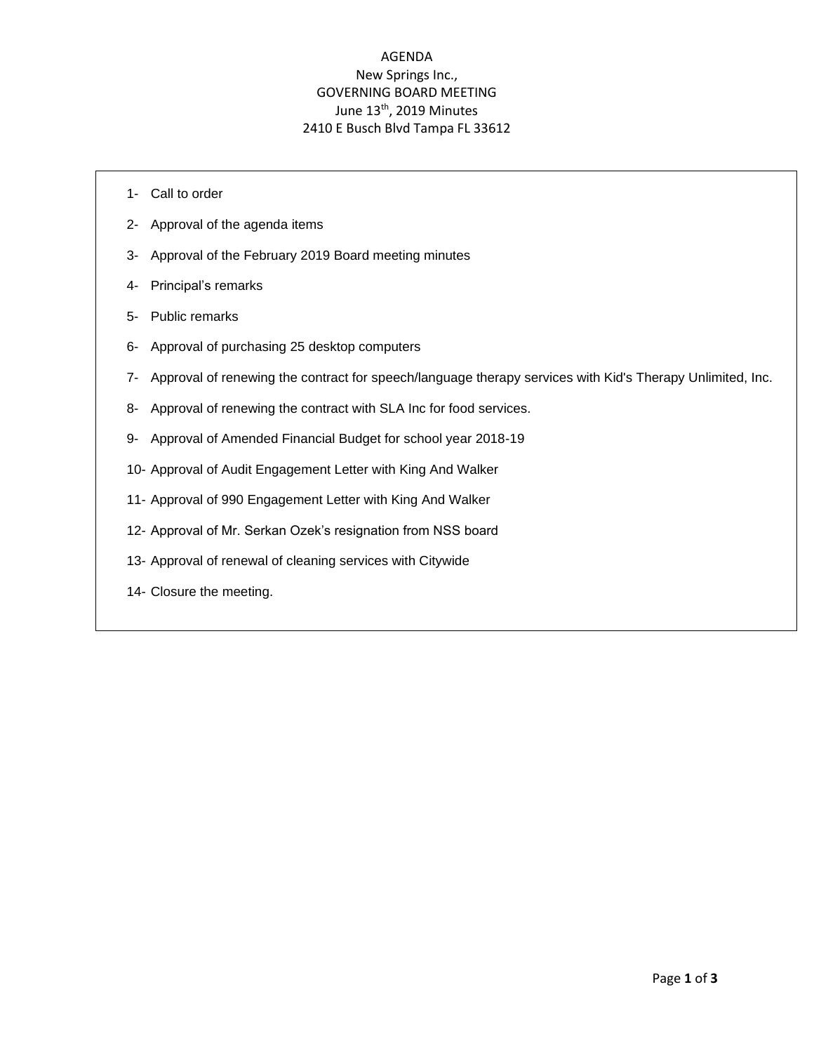# AGENDA

New Springs Inc.,  
GOVERNING BOARD MEETING  
June 13th, 2019 Minutes  
2410 E Busch Blvd Tampa FL 33612

1- Call to order

2- Approval of the agenda items

3- Approval of the February 2019 Board meeting minutes

4- Principal's remarks

5- Public remarks

6- Approval of purchasing 25 desktop computers

7- Approval of renewing the contract for speech/language therapy services with Kid's Therapy Unlimited, Inc.

8- Approval of renewing the contract with SLA Inc for food services.

9- Approval of Amended Financial Budget for school year 2018-19

10- Approval of Audit Engagement Letter with King And Walker

11- Approval of 990 Engagement Letter with King And Walker

12- Approval of Mr. Serkan Ozek's resignation from NSS board

13- Approval of renewal of cleaning services with Citywide

14- Closure the meeting.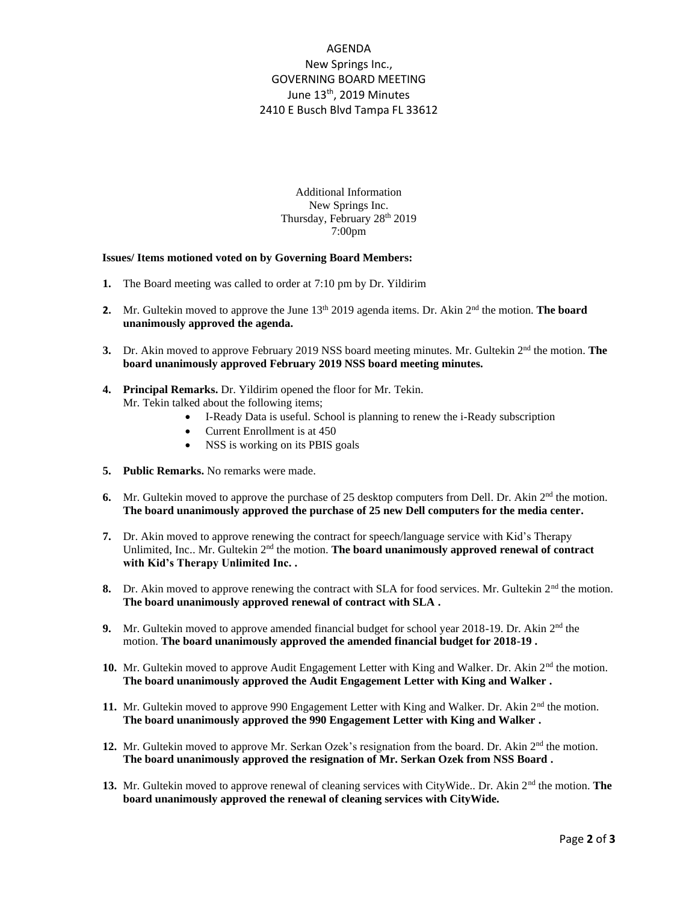AGENDA

New Springs Inc.,

GOVERNING BOARD MEETING

June 13th, 2019 Minutes

2410 E Busch Blvd Tampa FL 33612

Additional Information

New Springs Inc.

Thursday, February 28th 2019

7:00pm

**Issues/ Items motioned voted on by Governing Board Members:**

1. The Board meeting was called to order at 7:10 pm by Dr. Yildirim
2. Mr. Gultekin moved to approve the June 13th 2019 agenda items. Dr. Akin 2nd the motion. **The board unanimously approved the agenda.**
3. Dr. Akin moved to approve February 2019 NSS board meeting minutes. Mr. Gultekin 2nd the motion. **The board unanimously approved February 2019 NSS board meeting minutes.**
4. **Principal Remarks.** Dr. Yildirim opened the floor for Mr. Tekin.
   Mr. Tekin talked about the following items;
   - I-Ready Data is useful. School is planning to renew the i-Ready subscription
   - Current Enrollment is at 450
   - NSS is working on its PBIS goals
5. **Public Remarks.** No remarks were made.
6. Mr. Gultekin moved to approve the purchase of 25 desktop computers from Dell. Dr. Akin 2nd the motion. **The board unanimously approved the purchase of 25 new Dell computers for the media center.**
7. Dr. Akin moved to approve renewing the contract for speech/language service with Kid's Therapy Unlimited, Inc.. Mr. Gultekin 2nd the motion. **The board unanimously approved renewal of contract with Kid's Therapy Unlimited Inc. .**
8. Dr. Akin moved to approve renewing the contract with SLA for food services. Mr. Gultekin 2nd the motion. **The board unanimously approved renewal of contract with SLA .**
9. Mr. Gultekin moved to approve amended financial budget for school year 2018-19. Dr. Akin 2nd the motion. **The board unanimously approved the amended financial budget for 2018-19 .**
10. Mr. Gultekin moved to approve Audit Engagement Letter with King and Walker. Dr. Akin 2nd the motion. **The board unanimously approved the Audit Engagement Letter with King and Walker .**
11. Mr. Gultekin moved to approve 990 Engagement Letter with King and Walker. Dr. Akin 2nd the motion. **The board unanimously approved the 990 Engagement Letter with King and Walker .**
12. Mr. Gultekin moved to approve Mr. Serkan Ozek's resignation from the board. Dr. Akin 2nd the motion. **The board unanimously approved the resignation of Mr. Serkan Ozek from NSS Board .**
13. Mr. Gultekin moved to approve renewal of cleaning services with CityWide.. Dr. Akin 2nd the motion. **The board unanimously approved the renewal of cleaning services with CityWide.**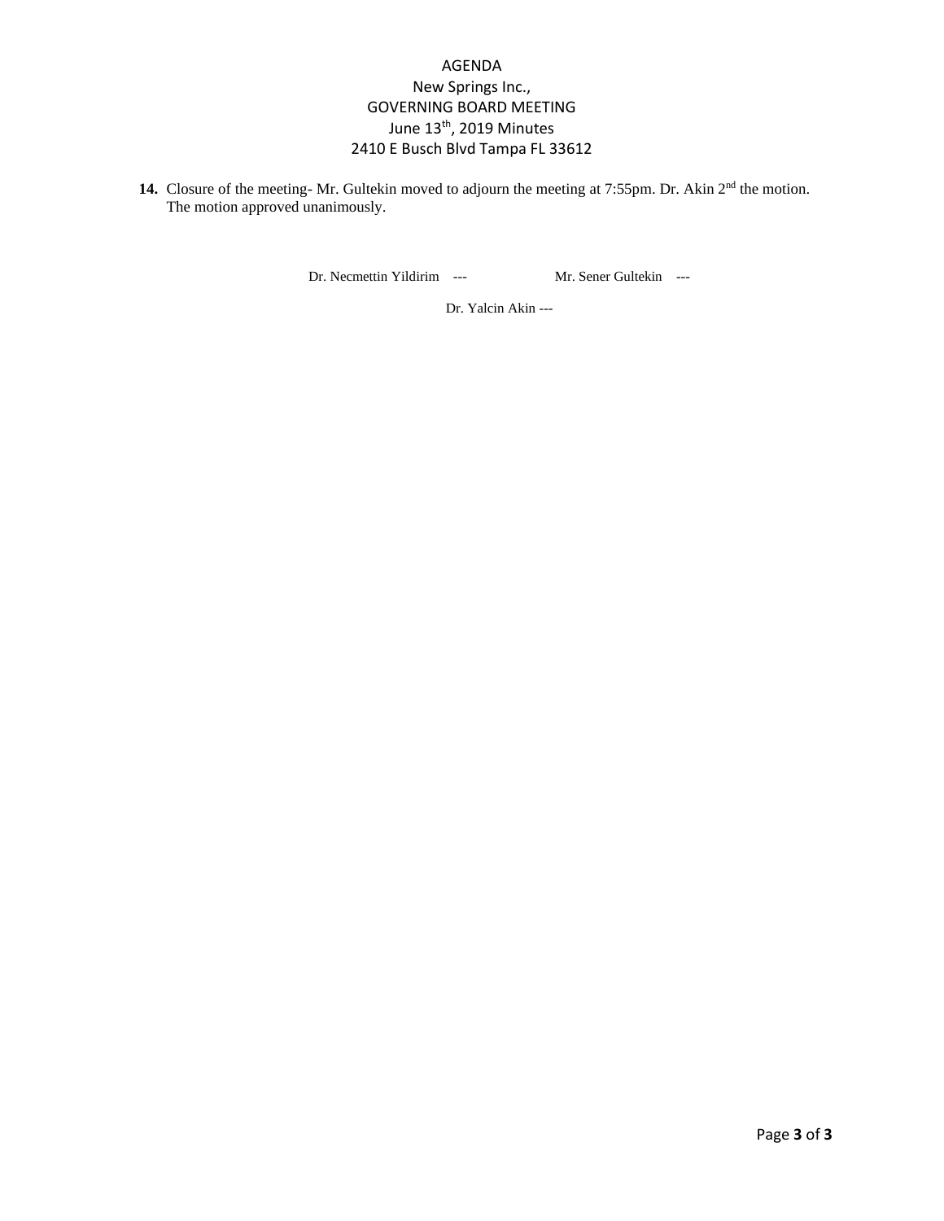AGENDA
New Springs Inc.,
GOVERNING BOARD MEETING
June 13th, 2019 Minutes
2410 E Busch Blvd Tampa FL 33612

**14.** Closure of the meeting- Mr. Gultekin moved to adjourn the meeting at 7:55pm. Dr. Akin 2nd the motion. The motion approved unanimously.

Dr. Necmettin Yildirim --- Mr. Sener Gultekin ---

Dr. Yalcin Akin ---